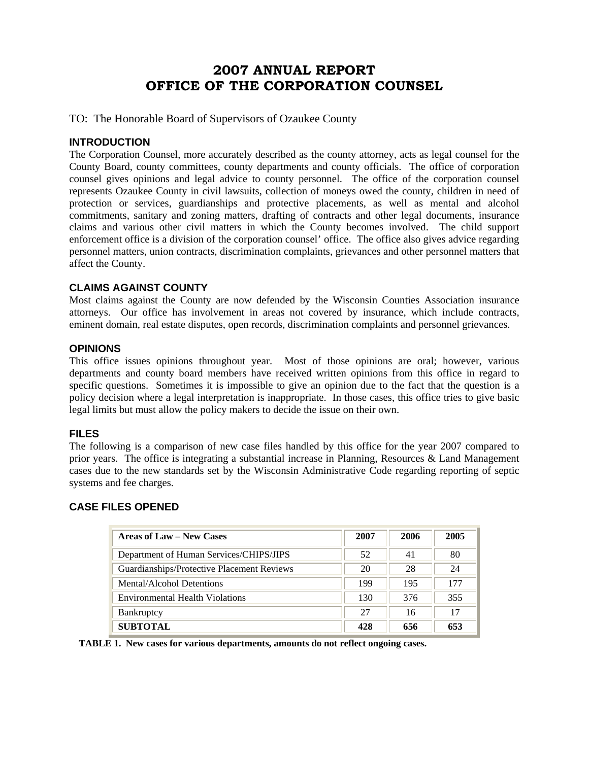# 2007 ANNUAL REPORT
# OFFICE OF THE CORPORATION COUNSEL

TO: The Honorable Board of Supervisors of Ozaukee County

## INTRODUCTION

The Corporation Counsel, more accurately described as the county attorney, acts as legal counsel for the County Board, county committees, county departments and county officials. The office of corporation counsel gives opinions and legal advice to county personnel. The office of the corporation counsel represents Ozaukee County in civil lawsuits, collection of moneys owed the county, children in need of protection or services, guardianships and protective placements, as well as mental and alcohol commitments, sanitary and zoning matters, drafting of contracts and other legal documents, insurance claims and various other civil matters in which the County becomes involved. The child support enforcement office is a division of the corporation counsel' office. The office also gives advice regarding personnel matters, union contracts, discrimination complaints, grievances and other personnel matters that affect the County.

## CLAIMS AGAINST COUNTY

Most claims against the County are now defended by the Wisconsin Counties Association insurance attorneys. Our office has involvement in areas not covered by insurance, which include contracts, eminent domain, real estate disputes, open records, discrimination complaints and personnel grievances.

## OPINIONS

This office issues opinions throughout year. Most of those opinions are oral; however, various departments and county board members have received written opinions from this office in regard to specific questions. Sometimes it is impossible to give an opinion due to the fact that the question is a policy decision where a legal interpretation is inappropriate. In those cases, this office tries to give basic legal limits but must allow the policy makers to decide the issue on their own.

## FILES

The following is a comparison of new case files handled by this office for the year 2007 compared to prior years. The office is integrating a substantial increase in Planning, Resources & Land Management cases due to the new standards set by the Wisconsin Administrative Code regarding reporting of septic systems and fee charges.

## CASE FILES OPENED

| Areas of Law – New Cases | 2007 | 2006 | 2005 |
|---|---|---|---|
| Department of Human Services/CHIPS/JIPS | 52 | 41 | 80 |
| Guardianships/Protective Placement Reviews | 20 | 28 | 24 |
| Mental/Alcohol Detentions | 199 | 195 | 177 |
| Environmental Health Violations | 130 | 376 | 355 |
| Bankruptcy | 27 | 16 | 17 |
| **SUBTOTAL** | **428** | **656** | **653** |

**TABLE 1. New cases for various departments, amounts do not reflect ongoing cases.**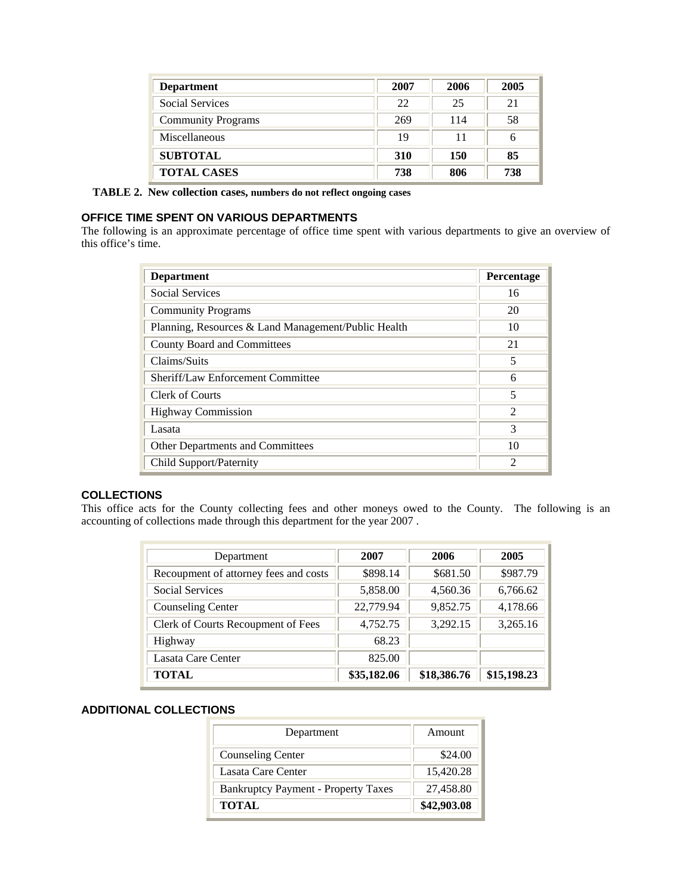| Department | 2007 | 2006 | 2005 |
|---|---|---|---|
| Social Services | 22 | 25 | 21 |
| Community Programs | 269 | 114 | 58 |
| Miscellaneous | 19 | 11 | 6 |
| **SUBTOTAL** | **310** | **150** | **85** |
| **TOTAL CASES** | **738** | **806** | **738** |

**TABLE 2. New collection cases, numbers do not reflect ongoing cases**

## OFFICE TIME SPENT ON VARIOUS DEPARTMENTS

The following is an approximate percentage of office time spent with various departments to give an overview of this office's time.

| Department | Percentage |
|---|---|
| Social Services | 16 |
| Community Programs | 20 |
| Planning, Resources & Land Management/Public Health | 10 |
| County Board and Committees | 21 |
| Claims/Suits | 5 |
| Sheriff/Law Enforcement Committee | 6 |
| Clerk of Courts | 5 |
| Highway Commission | 2 |
| Lasata | 3 |
| Other Departments and Committees | 10 |
| Child Support/Paternity | 2 |

## COLLECTIONS

This office acts for the County collecting fees and other moneys owed to the County. The following is an accounting of collections made through this department for the year 2007 .

| Department | 2007 | 2006 | 2005 |
|---|---|---|---|
| Recoupment of attorney fees and costs | $898.14 | $681.50 | $987.79 |
| Social Services | 5,858.00 | 4,560.36 | 6,766.62 |
| Counseling Center | 22,779.94 | 9,852.75 | 4,178.66 |
| Clerk of Courts Recoupment of Fees | 4,752.75 | 3,292.15 | 3,265.16 |
| Highway | 68.23 | | |
| Lasata Care Center | 825.00 | | |
| **TOTAL** | **$35,182.06** | **$18,386.76** | **$15,198.23** |

## ADDITIONAL COLLECTIONS

| Department | Amount |
|---|---|
| Counseling Center | $24.00 |
| Lasata Care Center | 15,420.28 |
| Bankruptcy Payment - Property Taxes | 27,458.80 |
| **TOTAL** | **$42,903.08** |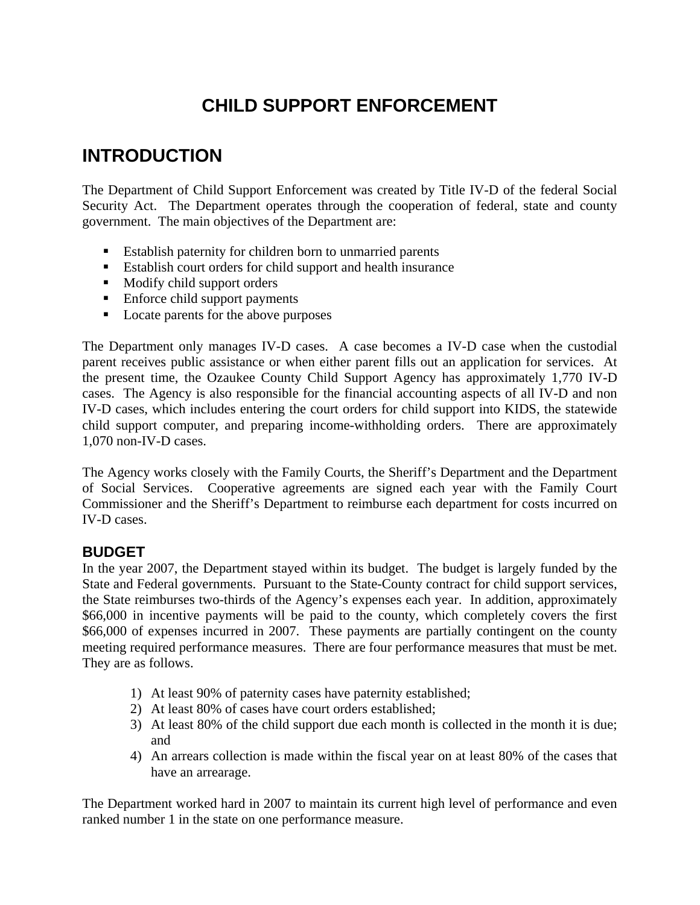# CHILD SUPPORT ENFORCEMENT

## INTRODUCTION

The Department of Child Support Enforcement was created by Title IV-D of the federal Social Security Act. The Department operates through the cooperation of federal, state and county government. The main objectives of the Department are:

- Establish paternity for children born to unmarried parents
- Establish court orders for child support and health insurance
- Modify child support orders
- Enforce child support payments
- Locate parents for the above purposes

The Department only manages IV-D cases. A case becomes a IV-D case when the custodial parent receives public assistance or when either parent fills out an application for services. At the present time, the Ozaukee County Child Support Agency has approximately 1,770 IV-D cases. The Agency is also responsible for the financial accounting aspects of all IV-D and non IV-D cases, which includes entering the court orders for child support into KIDS, the statewide child support computer, and preparing income-withholding orders. There are approximately 1,070 non-IV-D cases.

The Agency works closely with the Family Courts, the Sheriff's Department and the Department of Social Services. Cooperative agreements are signed each year with the Family Court Commissioner and the Sheriff's Department to reimburse each department for costs incurred on IV-D cases.

### BUDGET

In the year 2007, the Department stayed within its budget. The budget is largely funded by the State and Federal governments. Pursuant to the State-County contract for child support services, the State reimburses two-thirds of the Agency's expenses each year. In addition, approximately $66,000 in incentive payments will be paid to the county, which completely covers the first $66,000 of expenses incurred in 2007. These payments are partially contingent on the county meeting required performance measures. There are four performance measures that must be met. They are as follows.

1) At least 90% of paternity cases have paternity established;
2) At least 80% of cases have court orders established;
3) At least 80% of the child support due each month is collected in the month it is due; and
4) An arrears collection is made within the fiscal year on at least 80% of the cases that have an arrearage.

The Department worked hard in 2007 to maintain its current high level of performance and even ranked number 1 in the state on one performance measure.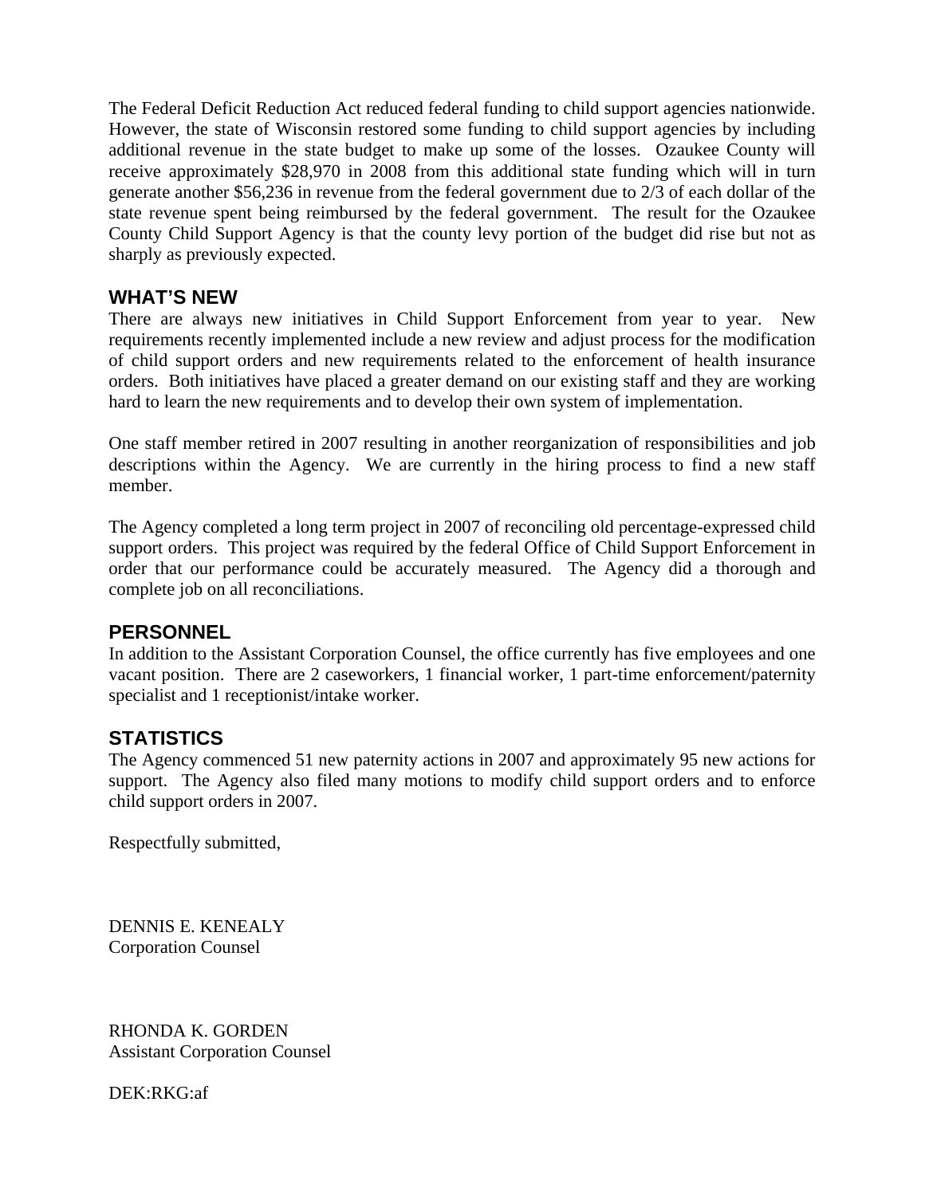The Federal Deficit Reduction Act reduced federal funding to child support agencies nationwide. However, the state of Wisconsin restored some funding to child support agencies by including additional revenue in the state budget to make up some of the losses. Ozaukee County will receive approximately $28,970 in 2008 from this additional state funding which will in turn generate another $56,236 in revenue from the federal government due to 2/3 of each dollar of the state revenue spent being reimbursed by the federal government. The result for the Ozaukee County Child Support Agency is that the county levy portion of the budget did rise but not as sharply as previously expected.

## WHAT'S NEW

There are always new initiatives in Child Support Enforcement from year to year. New requirements recently implemented include a new review and adjust process for the modification of child support orders and new requirements related to the enforcement of health insurance orders. Both initiatives have placed a greater demand on our existing staff and they are working hard to learn the new requirements and to develop their own system of implementation.

One staff member retired in 2007 resulting in another reorganization of responsibilities and job descriptions within the Agency. We are currently in the hiring process to find a new staff member.

The Agency completed a long term project in 2007 of reconciling old percentage-expressed child support orders. This project was required by the federal Office of Child Support Enforcement in order that our performance could be accurately measured. The Agency did a thorough and complete job on all reconciliations.

## PERSONNEL

In addition to the Assistant Corporation Counsel, the office currently has five employees and one vacant position. There are 2 caseworkers, 1 financial worker, 1 part-time enforcement/paternity specialist and 1 receptionist/intake worker.

## STATISTICS

The Agency commenced 51 new paternity actions in 2007 and approximately 95 new actions for support. The Agency also filed many motions to modify child support orders and to enforce child support orders in 2007.

Respectfully submitted,

DENNIS E. KENEALY
Corporation Counsel

RHONDA K. GORDEN
Assistant Corporation Counsel

DEK:RKG:af